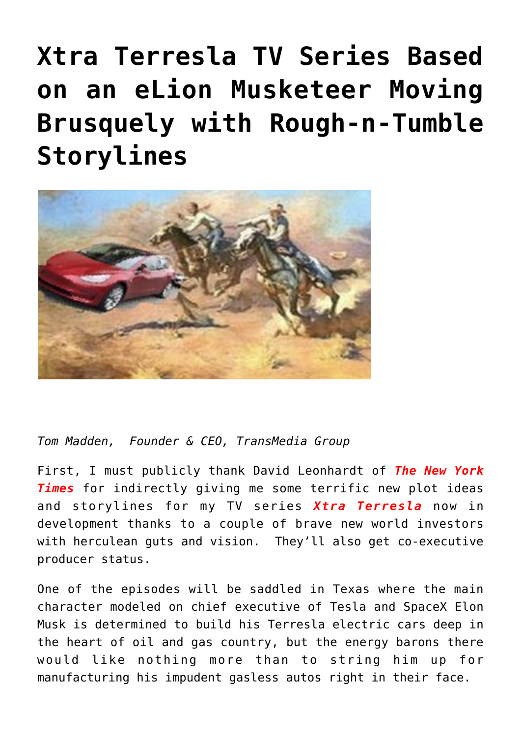# Xtra Terresla TV Series Based on an eLion Musketeer Moving Brusquely with Rough-n-Tumble Storylines

*Tom Madden, Founder & CEO, TransMedia Group*

First, I must publicly thank David Leonhardt of ***The New York Times*** for indirectly giving me some terrific new plot ideas and storylines for my TV series ***Xtra Terresla*** now in development thanks to a couple of brave new world investors with herculean guts and vision. They'll also get co-executive producer status.

One of the episodes will be saddled in Texas where the main character modeled on chief executive of Tesla and SpaceX Elon Musk is determined to build his Terresla electric cars deep in the heart of oil and gas country, but the energy barons there would like nothing more than to string him up for manufacturing his impudent gasless autos right in their face.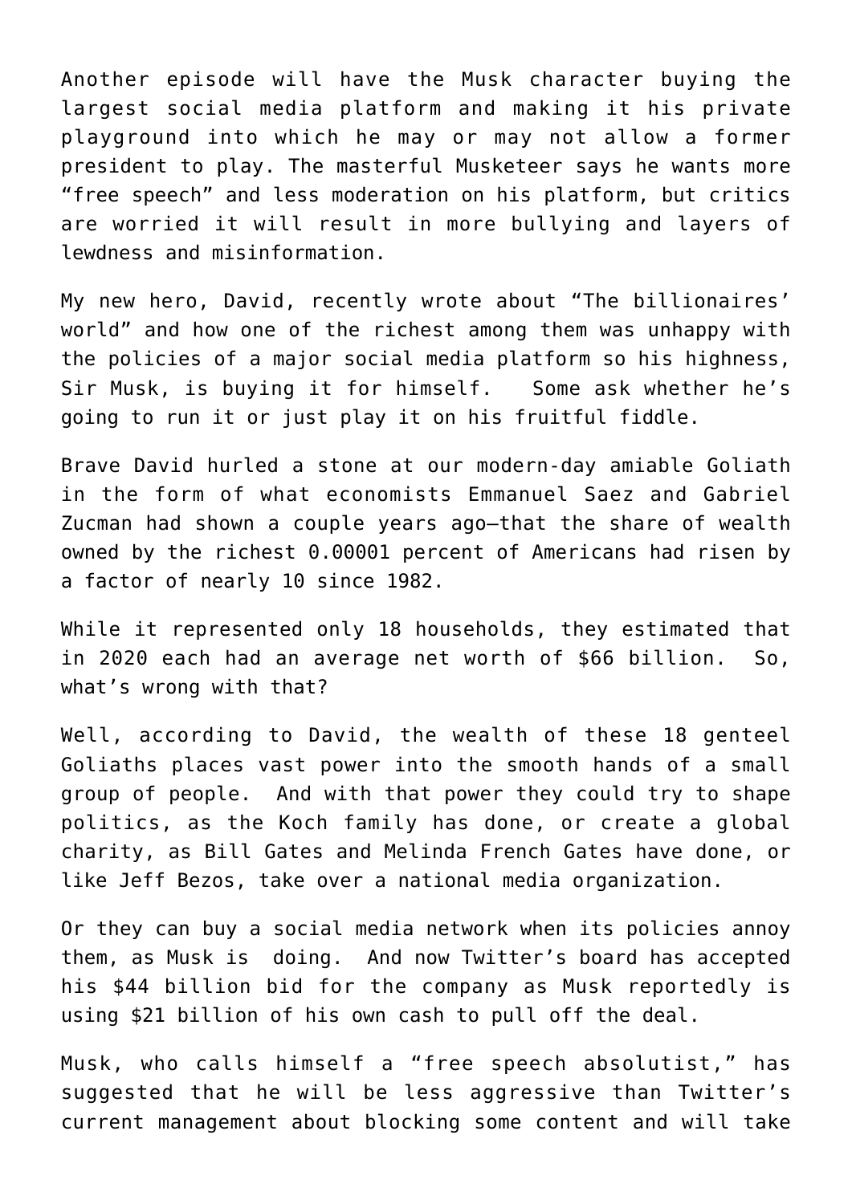Another episode will have the Musk character buying the largest social media platform and making it his private playground into which he may or may not allow a former president to play. The masterful Musketeer says he wants more "free speech" and less moderation on his platform, but critics are worried it will result in more bullying and layers of lewdness and misinformation.

My new hero, David, recently wrote about "The billionaires' world" and how one of the richest among them was unhappy with the policies of a major social media platform so his highness, Sir Musk, is buying it for himself.  Some ask whether he's going to run it or just play it on his fruitful fiddle.

Brave David hurled a stone at our modern-day amiable Goliath in the form of what economists Emmanuel Saez and Gabriel Zucman had shown a couple years ago—that the share of wealth owned by the richest 0.00001 percent of Americans had risen by a factor of nearly 10 since 1982.

While it represented only 18 households, they estimated that in 2020 each had an average net worth of $66 billion.  So, what's wrong with that?

Well, according to David, the wealth of these 18 genteel Goliaths places vast power into the smooth hands of a small group of people.  And with that power they could try to shape politics, as the Koch family has done, or create a global charity, as Bill Gates and Melinda French Gates have done, or like Jeff Bezos, take over a national media organization.

Or they can buy a social media network when its policies annoy them, as Musk is doing.  And now Twitter's board has accepted his $44 billion bid for the company as Musk reportedly is using $21 billion of his own cash to pull off the deal.

Musk, who calls himself a "free speech absolutist," has suggested that he will be less aggressive than Twitter's current management about blocking some content and will take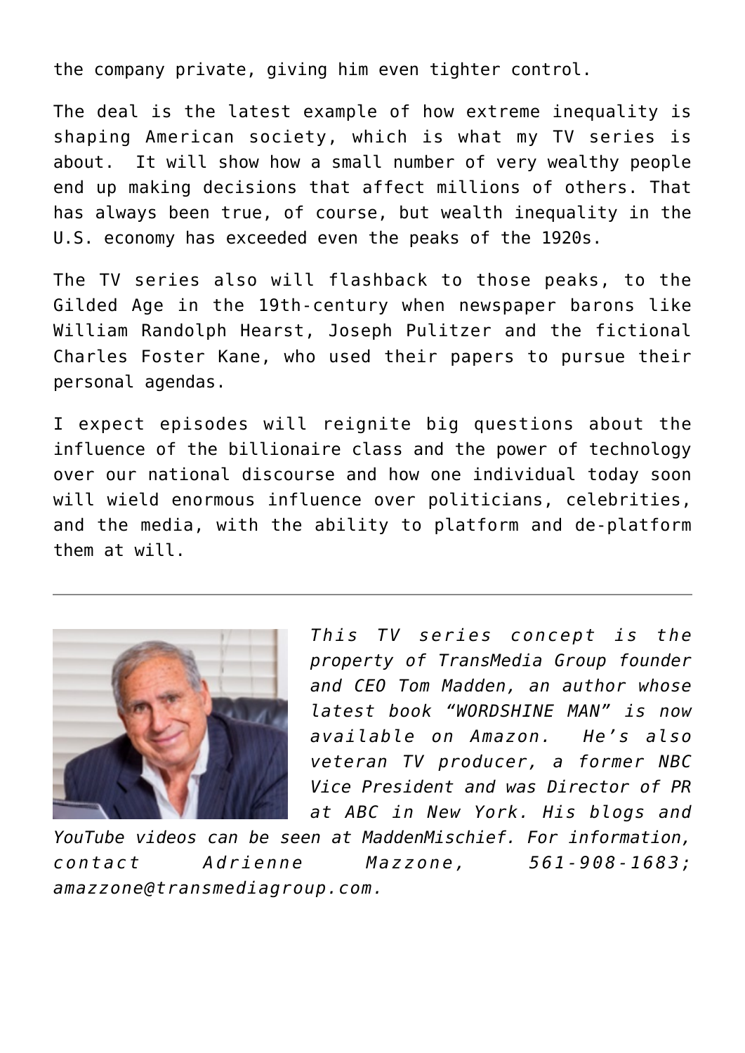the company private, giving him even tighter control.

The deal is the latest example of how extreme inequality is shaping American society, which is what my TV series is about. It will show how a small number of very wealthy people end up making decisions that affect millions of others. That has always been true, of course, but wealth inequality in the U.S. economy has exceeded even the peaks of the 1920s.

The TV series also will flashback to those peaks, to the Gilded Age in the 19th-century when newspaper barons like William Randolph Hearst, Joseph Pulitzer and the fictional Charles Foster Kane, who used their papers to pursue their personal agendas.

I expect episodes will reignite big questions about the influence of the billionaire class and the power of technology over our national discourse and how one individual today soon will wield enormous influence over politicians, celebrities, and the media, with the ability to platform and de-platform them at will.

---

*This TV series concept is the property of TransMedia Group founder and CEO Tom Madden, an author whose latest book "WORDSHINE MAN" is now available on Amazon. He's also veteran TV producer, a former NBC Vice President and was Director of PR at ABC in New York. His blogs and YouTube videos can be seen at MaddenMischief. For information, contact Adrienne Mazzone, 561-908-1683; amazzone@transmediagroup.com.*